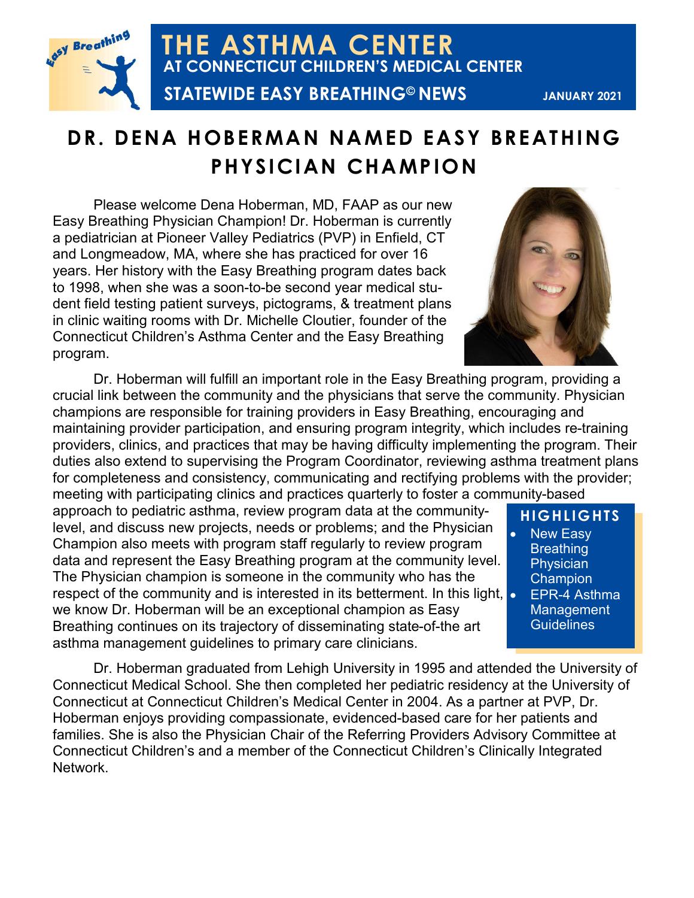# THE ASTHMA CENTER
## AT CONNECTICUT CHILDREN'S MEDICAL CENTER
### STATEWIDE EASY BREATHING© NEWS

JANUARY 2021

# DR. DENA HOBERMAN NAMED EASY BREATHING PHYSICIAN CHAMPION

Please welcome Dena Hoberman, MD, FAAP as our new Easy Breathing Physician Champion! Dr. Hoberman is currently a pediatrician at Pioneer Valley Pediatrics (PVP) in Enfield, CT and Longmeadow, MA, where she has practiced for over 16 years. Her history with the Easy Breathing program dates back to 1998, when she was a soon-to-be second year medical student field testing patient surveys, pictograms, & treatment plans in clinic waiting rooms with Dr. Michelle Cloutier, founder of the Connecticut Children's Asthma Center and the Easy Breathing program.

Dr. Hoberman will fulfill an important role in the Easy Breathing program, providing a crucial link between the community and the physicians that serve the community. Physician champions are responsible for training providers in Easy Breathing, encouraging and maintaining provider participation, and ensuring program integrity, which includes re-training providers, clinics, and practices that may be having difficulty implementing the program. Their duties also extend to supervising the Program Coordinator, reviewing asthma treatment plans for completeness and consistency, communicating and rectifying problems with the provider; meeting with participating clinics and practices quarterly to foster a community-based approach to pediatric asthma, review program data at the community-level, and discuss new projects, needs or problems; and the Physician Champion also meets with program staff regularly to review program data and represent the Easy Breathing program at the community level. The Physician champion is someone in the community who has the respect of the community and is interested in its betterment. In this light, we know Dr. Hoberman will be an exceptional champion as Easy Breathing continues on its trajectory of disseminating state-of-the art asthma management guidelines to primary care clinicians.

**HIGHLIGHTS**

- New Easy Breathing Physician Champion
- EPR-4 Asthma Management Guidelines

Dr. Hoberman graduated from Lehigh University in 1995 and attended the University of Connecticut Medical School. She then completed her pediatric residency at the University of Connecticut at Connecticut Children's Medical Center in 2004. As a partner at PVP, Dr. Hoberman enjoys providing compassionate, evidenced-based care for her patients and families. She is also the Physician Chair of the Referring Providers Advisory Committee at Connecticut Children's and a member of the Connecticut Children's Clinically Integrated Network.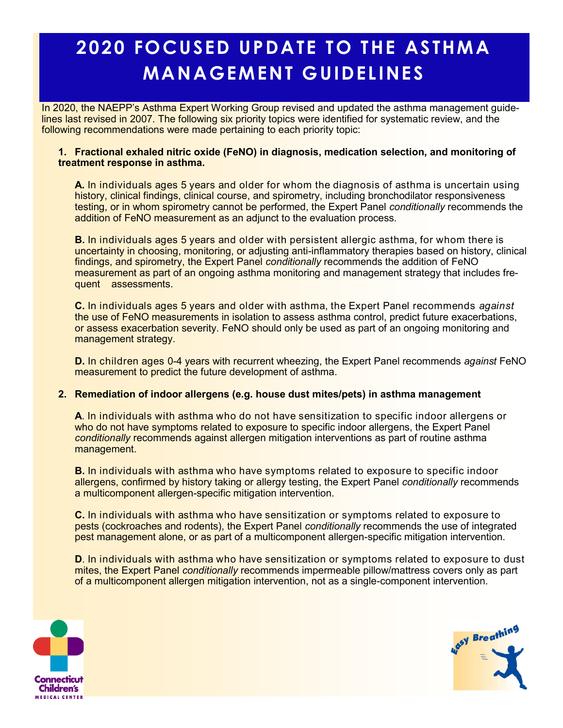# 2020 FOCUSED UPDATE TO THE ASTHMA MANAGEMENT GUIDELINES

In 2020, the NAEPP's Asthma Expert Working Group revised and updated the asthma management guidelines last revised in 2007. The following six priority topics were identified for systematic review, and the following recommendations were made pertaining to each priority topic:

1. **Fractional exhaled nitric oxide (FeNO) in diagnosis, medication selection, and monitoring of treatment response in asthma.**

   **A.** In individuals ages 5 years and older for whom the diagnosis of asthma is uncertain using history, clinical findings, clinical course, and spirometry, including bronchodilator responsiveness testing, or in whom spirometry cannot be performed, the Expert Panel *conditionally* recommends the addition of FeNO measurement as an adjunct to the evaluation process.

   **B.** In individuals ages 5 years and older with persistent allergic asthma, for whom there is uncertainty in choosing, monitoring, or adjusting anti-inflammatory therapies based on history, clinical findings, and spirometry, the Expert Panel *conditionally* recommends the addition of FeNO measurement as part of an ongoing asthma monitoring and management strategy that includes frequent assessments.

   **C.** In individuals ages 5 years and older with asthma, the Expert Panel recommends *against* the use of FeNO measurements in isolation to assess asthma control, predict future exacerbations, or assess exacerbation severity. FeNO should only be used as part of an ongoing monitoring and management strategy.

   **D.** In children ages 0-4 years with recurrent wheezing, the Expert Panel recommends *against* FeNO measurement to predict the future development of asthma.

2. **Remediation of indoor allergens (e.g. house dust mites/pets) in asthma management**

   **A**. In individuals with asthma who do not have sensitization to specific indoor allergens or who do not have symptoms related to exposure to specific indoor allergens, the Expert Panel *conditionally* recommends against allergen mitigation interventions as part of routine asthma management.

   **B.** In individuals with asthma who have symptoms related to exposure to specific indoor allergens, confirmed by history taking or allergy testing, the Expert Panel *conditionally* recommends a multicomponent allergen-specific mitigation intervention.

   **C.** In individuals with asthma who have sensitization or symptoms related to exposure to pests (cockroaches and rodents), the Expert Panel *conditionally* recommends the use of integrated pest management alone, or as part of a multicomponent allergen-specific mitigation intervention.

   **D**. In individuals with asthma who have sensitization or symptoms related to exposure to dust mites, the Expert Panel *conditionally* recommends impermeable pillow/mattress covers only as part of a multicomponent allergen mitigation intervention, not as a single-component intervention.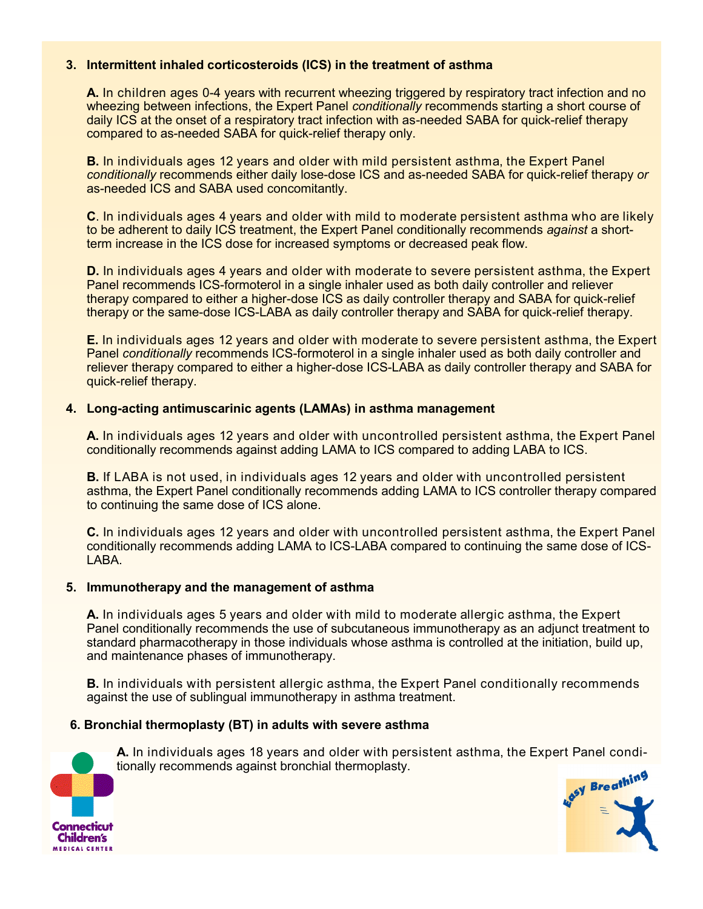3. **Intermittent inhaled corticosteroids (ICS) in the treatment of asthma**

   **A.** In children ages 0-4 years with recurrent wheezing triggered by respiratory tract infection and no wheezing between infections, the Expert Panel *conditionally* recommends starting a short course of daily ICS at the onset of a respiratory tract infection with as-needed SABA for quick-relief therapy compared to as-needed SABA for quick-relief therapy only.

   **B.** In individuals ages 12 years and older with mild persistent asthma, the Expert Panel *conditionally* recommends either daily lose-dose ICS and as-needed SABA for quick-relief therapy *or* as-needed ICS and SABA used concomitantly.

   **C**. In individuals ages 4 years and older with mild to moderate persistent asthma who are likely to be adherent to daily ICS treatment, the Expert Panel conditionally recommends *against* a short-term increase in the ICS dose for increased symptoms or decreased peak flow.

   **D.** In individuals ages 4 years and older with moderate to severe persistent asthma, the Expert Panel recommends ICS-formoterol in a single inhaler used as both daily controller and reliever therapy compared to either a higher-dose ICS as daily controller therapy and SABA for quick-relief therapy or the same-dose ICS-LABA as daily controller therapy and SABA for quick-relief therapy.

   **E.** In individuals ages 12 years and older with moderate to severe persistent asthma, the Expert Panel *conditionally* recommends ICS-formoterol in a single inhaler used as both daily controller and reliever therapy compared to either a higher-dose ICS-LABA as daily controller therapy and SABA for quick-relief therapy.

4. **Long-acting antimuscarinic agents (LAMAs) in asthma management**

   **A.** In individuals ages 12 years and older with uncontrolled persistent asthma, the Expert Panel conditionally recommends against adding LAMA to ICS compared to adding LABA to ICS.

   **B.** If LABA is not used, in individuals ages 12 years and older with uncontrolled persistent asthma, the Expert Panel conditionally recommends adding LAMA to ICS controller therapy compared to continuing the same dose of ICS alone.

   **C.** In individuals ages 12 years and older with uncontrolled persistent asthma, the Expert Panel conditionally recommends adding LAMA to ICS-LABA compared to continuing the same dose of ICS-LABA.

5. **Immunotherapy and the management of asthma**

   **A.** In individuals ages 5 years and older with mild to moderate allergic asthma, the Expert Panel conditionally recommends the use of subcutaneous immunotherapy as an adjunct treatment to standard pharmacotherapy in those individuals whose asthma is controlled at the initiation, build up, and maintenance phases of immunotherapy.

   **B.** In individuals with persistent allergic asthma, the Expert Panel conditionally recommends against the use of sublingual immunotherapy in asthma treatment.

6. **Bronchial thermoplasty (BT) in adults with severe asthma**

   **A.** In individuals ages 18 years and older with persistent asthma, the Expert Panel conditionally recommends against bronchial thermoplasty.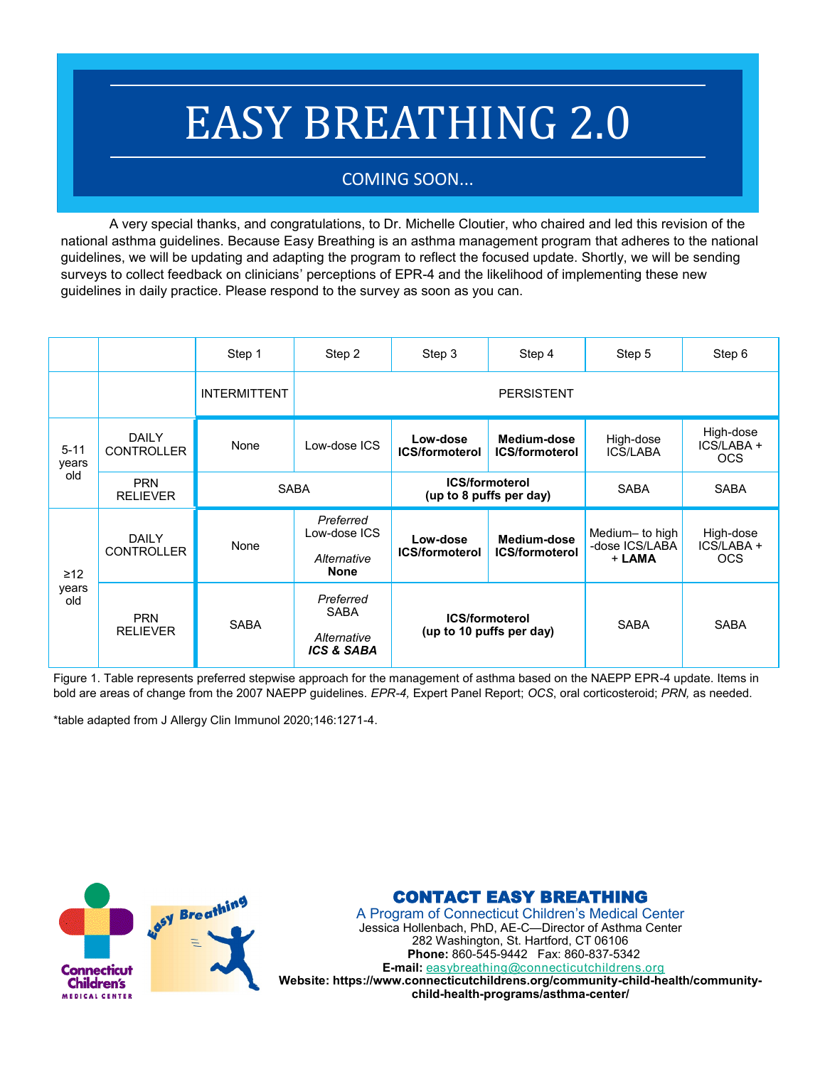# EASY BREATHING 2.0

COMING SOON...

A very special thanks, and congratulations, to Dr. Michelle Cloutier, who chaired and led this revision of the national asthma guidelines. Because Easy Breathing is an asthma management program that adheres to the national guidelines, we will be updating and adapting the program to reflect the focused update. Shortly, we will be sending surveys to collect feedback on clinicians' perceptions of EPR-4 and the likelihood of implementing these new guidelines in daily practice. Please respond to the survey as soon as you can.

| | | Step 1 | Step 2 | Step 3 | Step 4 | Step 5 | Step 6 |
|---|---|---|---|---|---|---|---|
| | | INTERMITTENT | PERSISTENT | | | | |
| 5-11 years old | DAILY CONTROLLER | None | Low-dose ICS | **Low-dose ICS/formoterol** | **Medium-dose ICS/formoterol** | High-dose ICS/LABA | High-dose ICS/LABA + OCS |
| | PRN RELIEVER | SABA | | **ICS/formoterol (up to 8 puffs per day)** | | SABA | SABA |
| ≥12 years old | DAILY CONTROLLER | None | *Preferred* Low-dose ICS *Alternative* **None** | **Low-dose ICS/formoterol** | **Medium-dose ICS/formoterol** | Medium– to high -dose ICS/LABA + **LAMA** | High-dose ICS/LABA + OCS |
| | PRN RELIEVER | SABA | *Preferred* SABA *Alternative* ***ICS & SABA*** | **ICS/formoterol (up to 10 puffs per day)** | | SABA | SABA |

Figure 1. Table represents preferred stepwise approach for the management of asthma based on the NAEPP EPR-4 update. Items in bold are areas of change from the 2007 NAEPP guidelines. *EPR-4,* Expert Panel Report; *OCS*, oral corticosteroid; *PRN,* as needed.

*table adapted from J Allergy Clin Immunol 2020;146:1271-4.

## CONTACT EASY BREATHING

A Program of Connecticut Children's Medical Center

Jessica Hollenbach, PhD, AE-C—Director of Asthma Center

282 Washington, St. Hartford, CT 06106

**Phone:** 860-545-9442 Fax: 860-837-5342

**E-mail:** easybreathing@connecticutchildrens.org

**Website: https://www.connecticutchildrens.org/community-child-health/community-child-health-programs/asthma-center/**